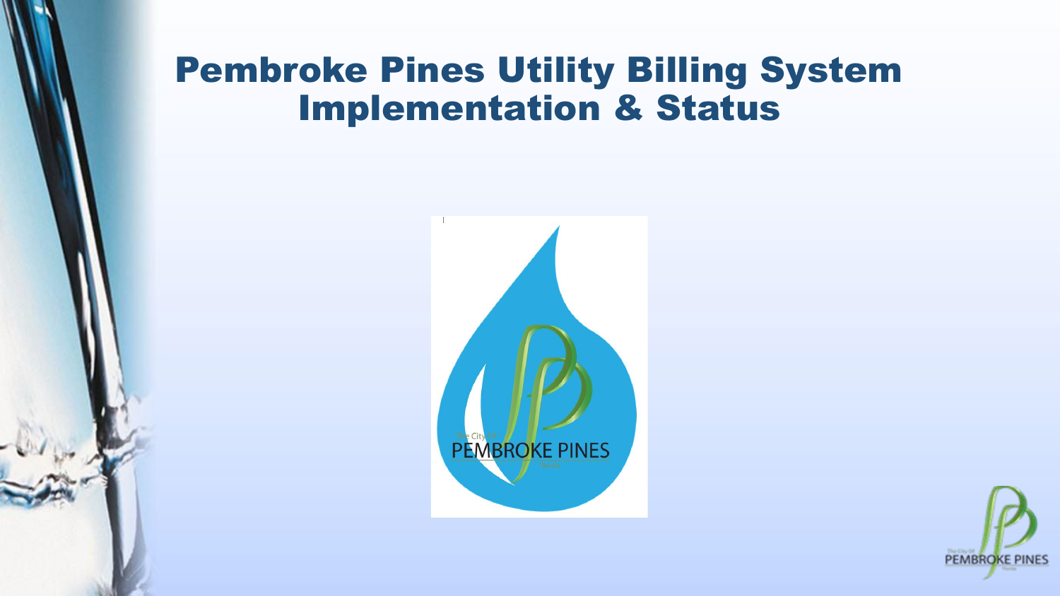# Pembroke Pines Utility Billing System Implementation & Status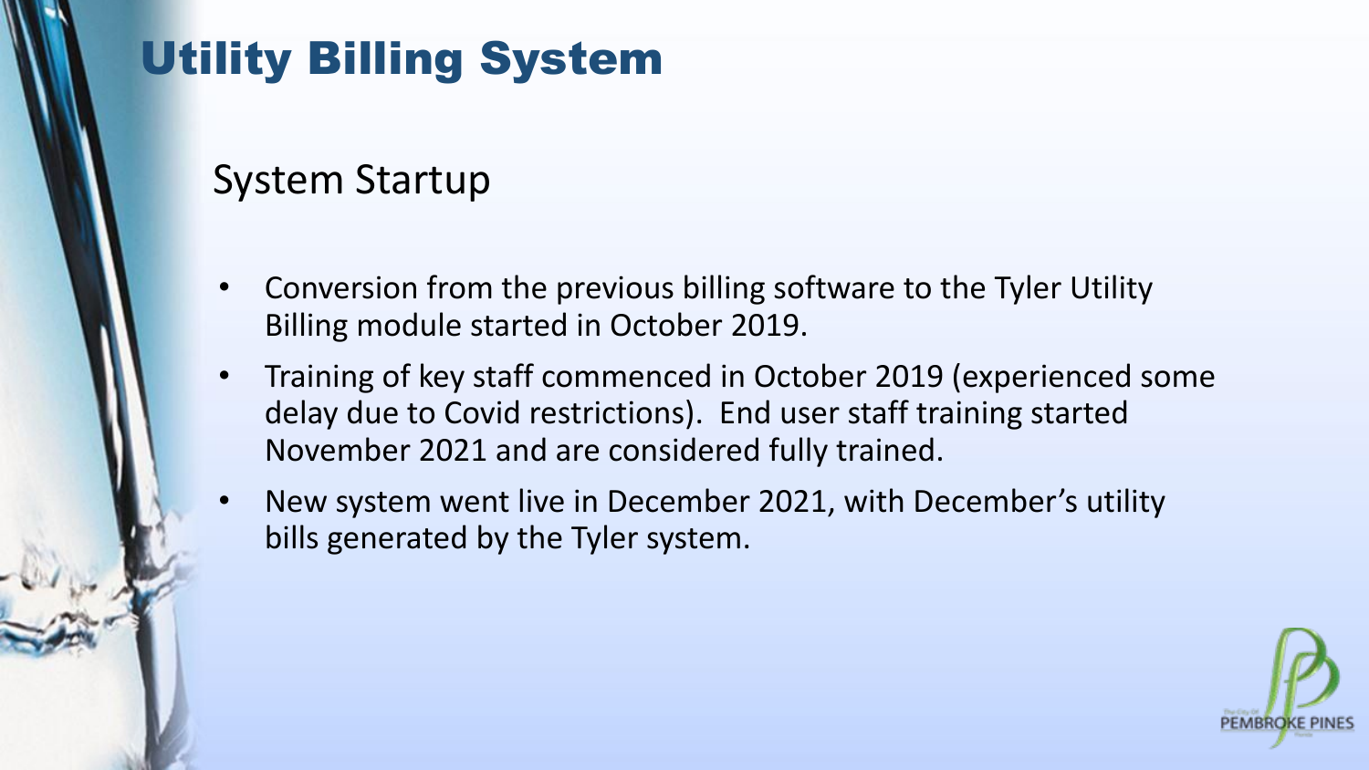# Utility Billing System

## System Startup

- Conversion from the previous billing software to the Tyler Utility Billing module started in October 2019.
- Training of key staff commenced in October 2019 (experienced some delay due to Covid restrictions). End user staff training started November 2021 and are considered fully trained.
- New system went live in December 2021, with December's utility bills generated by the Tyler system.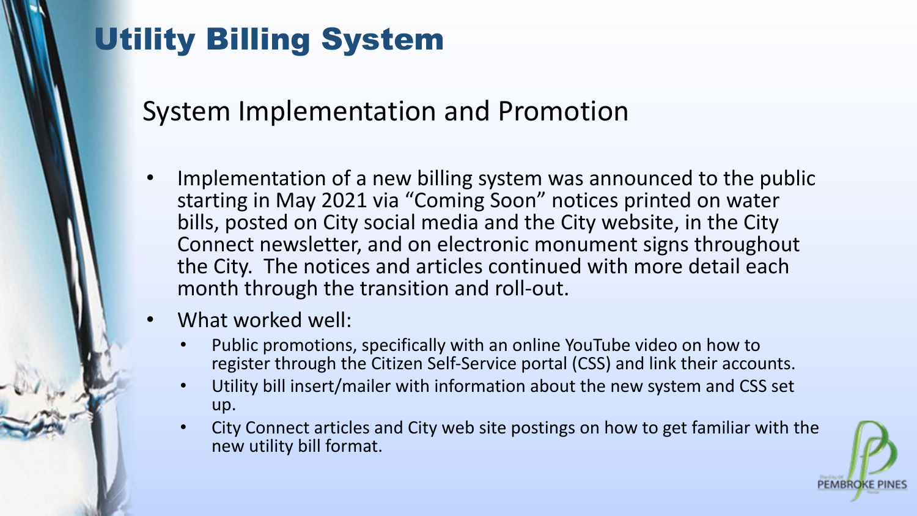# Utility Billing System

## System Implementation and Promotion

- Implementation of a new billing system was announced to the public starting in May 2021 via "Coming Soon" notices printed on water bills, posted on City social media and the City website, in the City Connect newsletter, and on electronic monument signs throughout the City. The notices and articles continued with more detail each month through the transition and roll-out.
- What worked well:
  - Public promotions, specifically with an online YouTube video on how to register through the Citizen Self-Service portal (CSS) and link their accounts.
  - Utility bill insert/mailer with information about the new system and CSS set up.
  - City Connect articles and City web site postings on how to get familiar with the new utility bill format.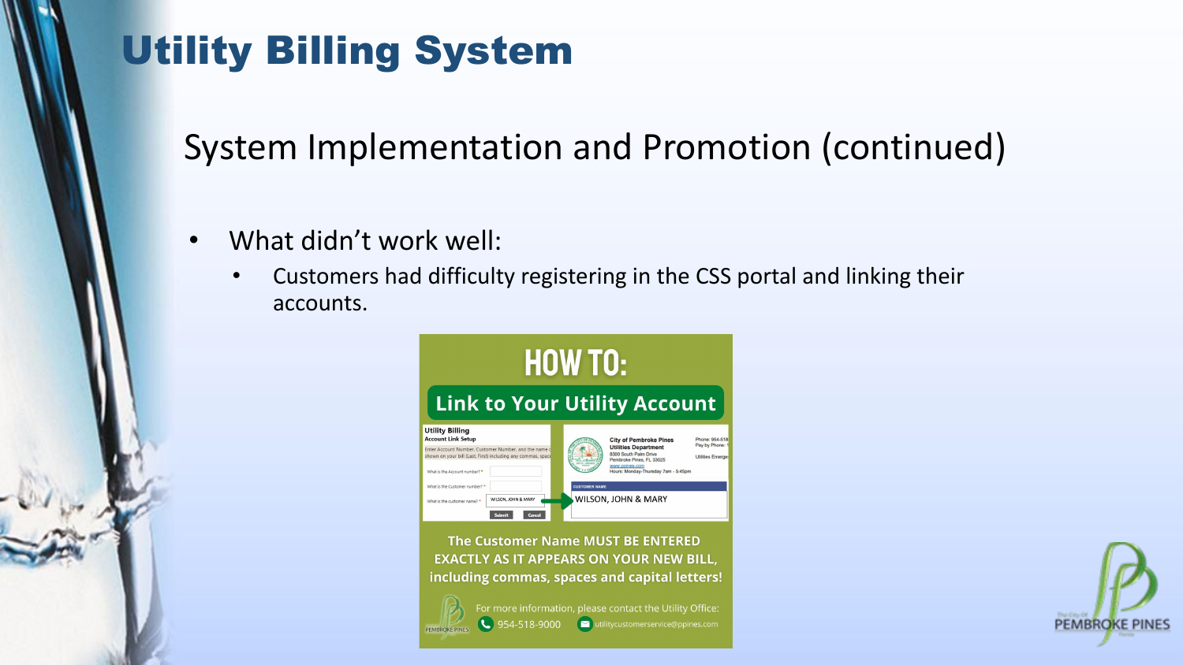# Utility Billing System

## System Implementation and Promotion (continued)

- What didn't work well:
  - Customers had difficulty registering in the CSS portal and linking their accounts.

**HOW TO:**

**Link to Your Utility Account**

Utility Billing
Account Link Setup

Enter Account Number, Customer Number, and the name as shown on your bill (Last, First) including any commas, spaces

What is the Account number? *

What is the Customer number? *

What is the customer name? * WILSON, JOHN & MARY

Submit Cancel

City of Pembroke Pines
Utilities Department
8300 South Palm Drive
Pembroke Pines, FL 33025
www.ppines.com
Hours: Monday-Thursday 7am - 5:45pm

CUSTOMER NAME
WILSON, JOHN & MARY

**The Customer Name MUST BE ENTERED EXACTLY AS IT APPEARS ON YOUR NEW BILL, including commas, spaces and capital letters!**

For more information, please contact the Utility Office:
954-518-9000 utilitycustomerservice@ppines.com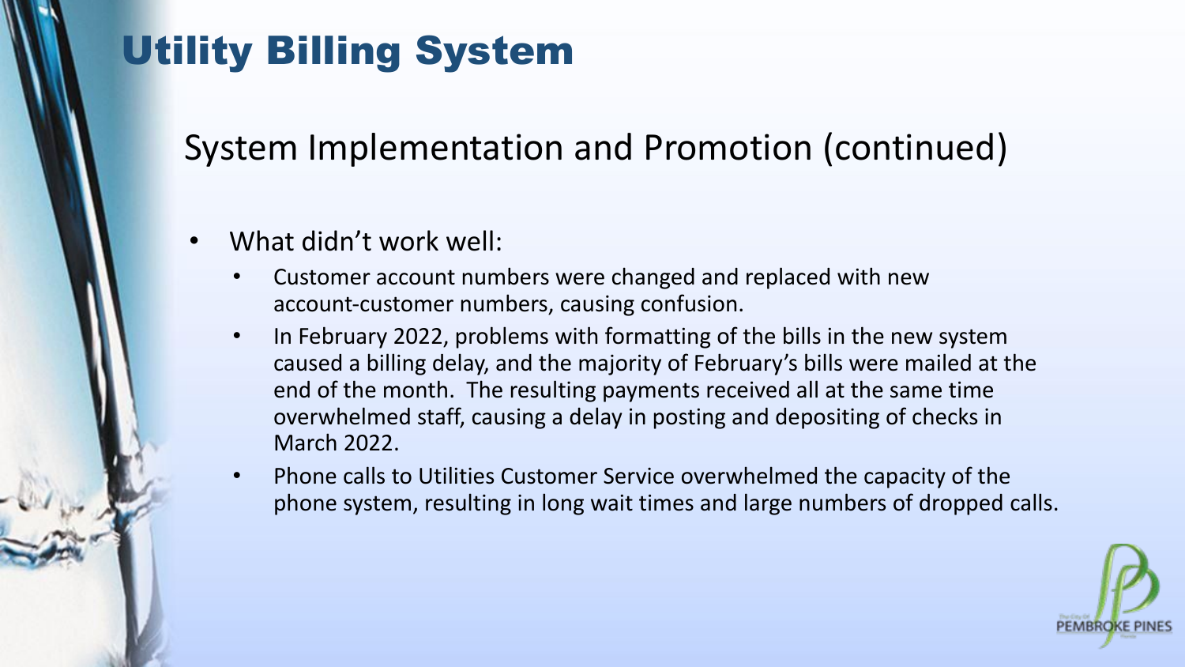# Utility Billing System

## System Implementation and Promotion (continued)

- What didn't work well:
  - Customer account numbers were changed and replaced with new account-customer numbers, causing confusion.
  - In February 2022, problems with formatting of the bills in the new system caused a billing delay, and the majority of February's bills were mailed at the end of the month. The resulting payments received all at the same time overwhelmed staff, causing a delay in posting and depositing of checks in March 2022.
  - Phone calls to Utilities Customer Service overwhelmed the capacity of the phone system, resulting in long wait times and large numbers of dropped calls.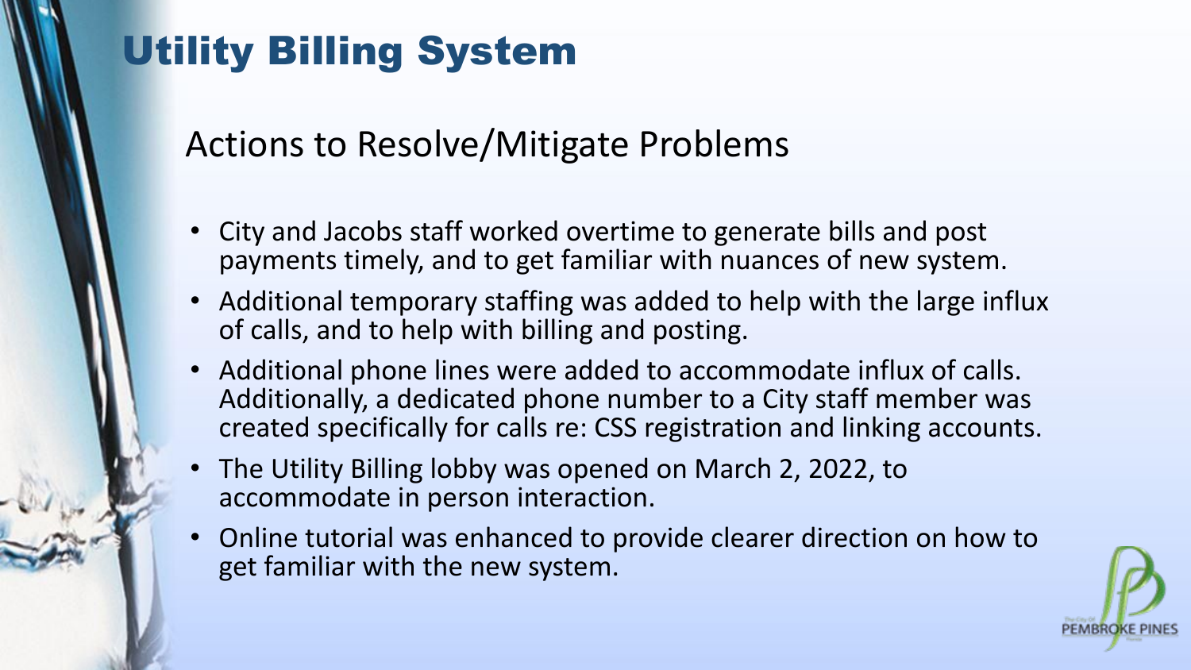# Utility Billing System

## Actions to Resolve/Mitigate Problems

- City and Jacobs staff worked overtime to generate bills and post payments timely, and to get familiar with nuances of new system.
- Additional temporary staffing was added to help with the large influx of calls, and to help with billing and posting.
- Additional phone lines were added to accommodate influx of calls. Additionally, a dedicated phone number to a City staff member was created specifically for calls re: CSS registration and linking accounts.
- The Utility Billing lobby was opened on March 2, 2022, to accommodate in person interaction.
- Online tutorial was enhanced to provide clearer direction on how to get familiar with the new system.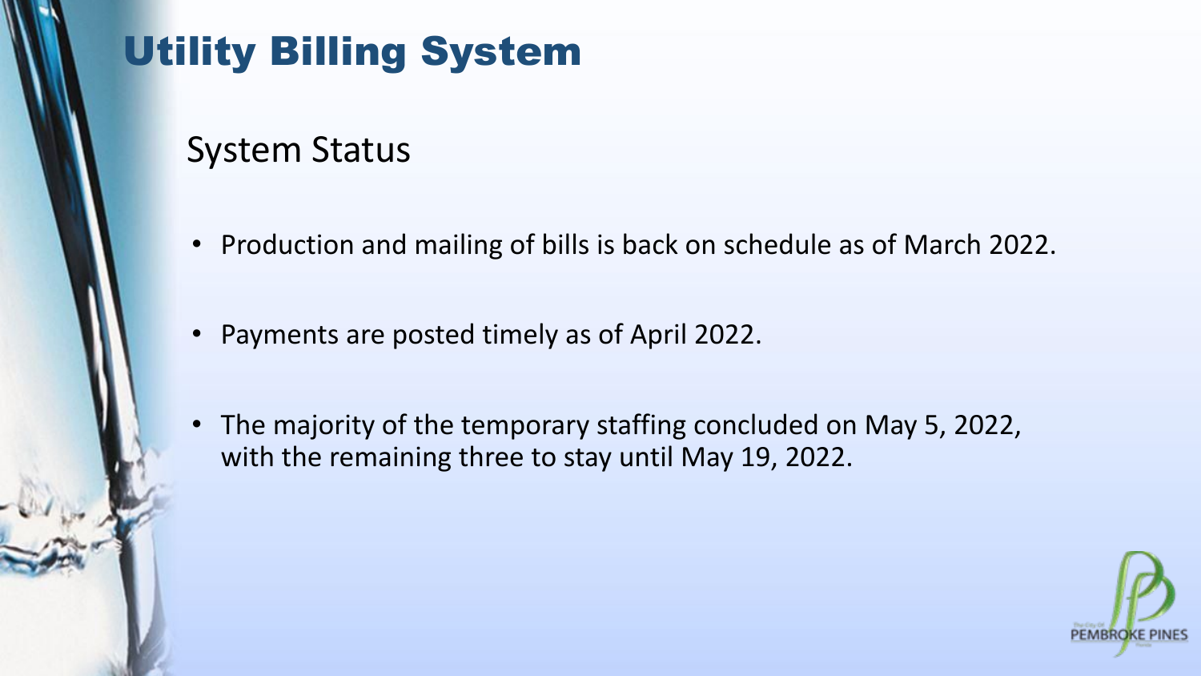# Utility Billing System

## System Status

- Production and mailing of bills is back on schedule as of March 2022.
- Payments are posted timely as of April 2022.
- The majority of the temporary staffing concluded on May 5, 2022, with the remaining three to stay until May 19, 2022.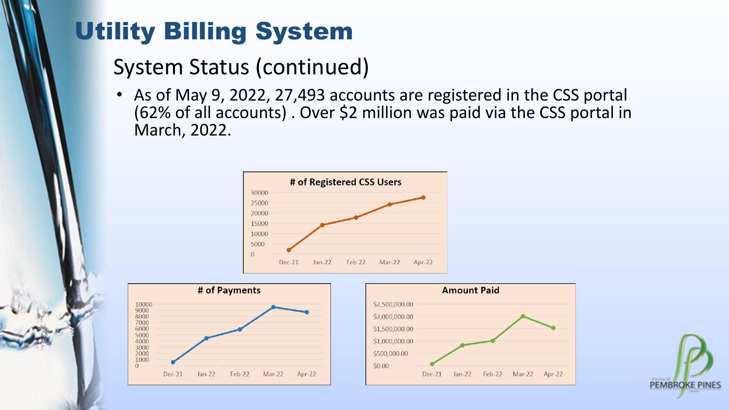# Utility Billing System

## System Status (continued)

- As of May 9, 2022, 27,493 accounts are registered in the CSS portal (62% of all accounts) . Over $2 million was paid via the CSS portal in March, 2022.

**# of Registered CSS Users**

**# of Payments**

**Amount Paid**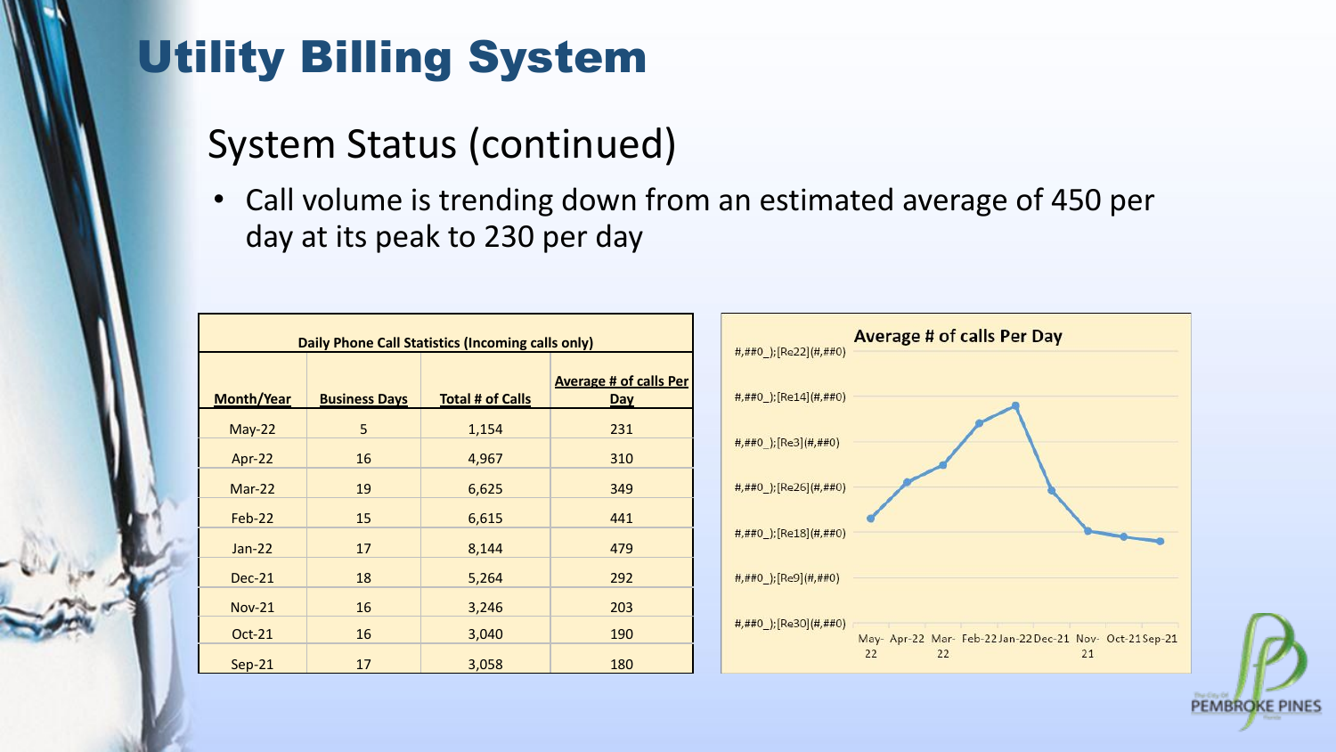# Utility Billing System

## System Status (continued)

- Call volume is trending down from an estimated average of 450 per day at its peak to 230 per day

| Daily Phone Call Statistics (Incoming calls only) | | | |
|---|---|---|---|
| **Month/Year** | **Business Days** | **Total # of Calls** | **Average # of calls Per Day** |
| May-22 | 5 | 1,154 | 231 |
| Apr-22 | 16 | 4,967 | 310 |
| Mar-22 | 19 | 6,625 | 349 |
| Feb-22 | 15 | 6,615 | 441 |
| Jan-22 | 17 | 8,144 | 479 |
| Dec-21 | 18 | 5,264 | 292 |
| Nov-21 | 16 | 3,246 | 203 |
| Oct-21 | 16 | 3,040 | 190 |
| Sep-21 | 17 | 3,058 | 180 |

**Average # of calls Per Day**

#,##0_);[Re22](#,##0)
#,##0_);[Re14](#,##0)
#,##0_);[Re3](#,##0)
#,##0_);[Re26](#,##0)
#,##0_);[Re18](#,##0)
#,##0_);[Re9](#,##0)
#,##0_);[Re30](#,##0)

May-22 Apr-22 Mar-22 Feb-22 Jan-22 Dec-21 Nov-21 Oct-21 Sep-21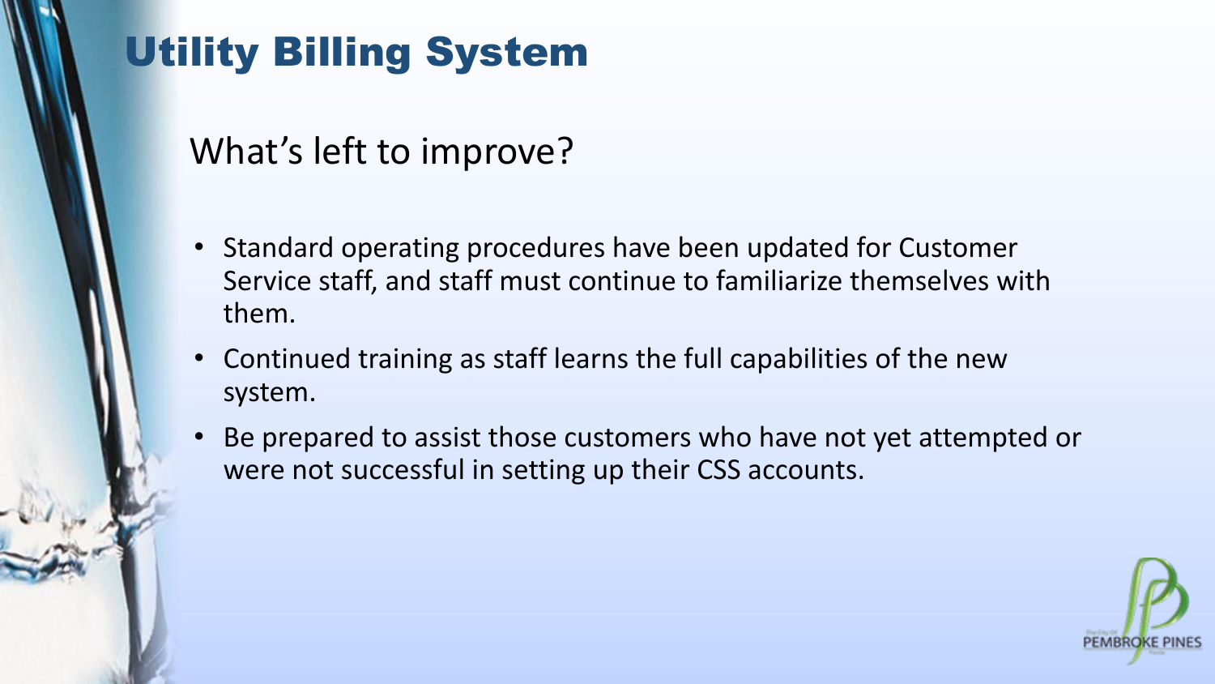# Utility Billing System

## What's left to improve?

- Standard operating procedures have been updated for Customer Service staff, and staff must continue to familiarize themselves with them.
- Continued training as staff learns the full capabilities of the new system.
- Be prepared to assist those customers who have not yet attempted or were not successful in setting up their CSS accounts.